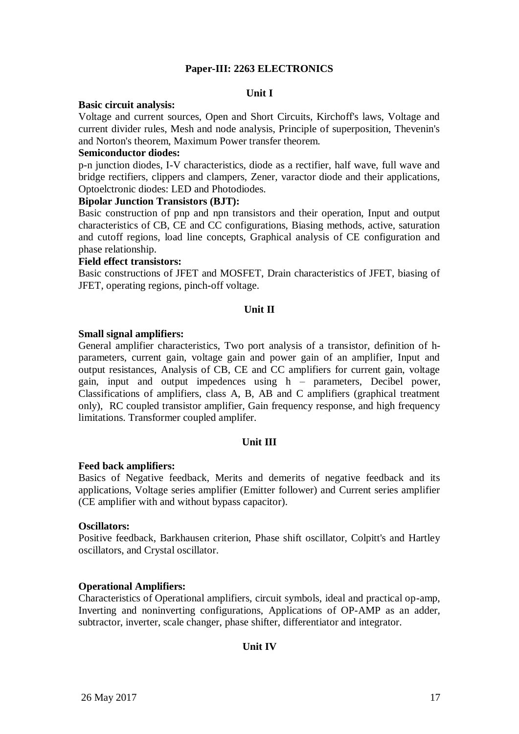# Paper-III: 2263 ELECTRONICS

## Unit I

**Basic circuit analysis:**

Voltage and current sources, Open and Short Circuits, Kirchoff's laws, Voltage and current divider rules, Mesh and node analysis, Principle of superposition, Thevenin's and Norton's theorem, Maximum Power transfer theorem.

**Semiconductor diodes:**

p-n junction diodes, I-V characteristics, diode as a rectifier, half wave, full wave and bridge rectifiers, clippers and clampers, Zener, varactor diode and their applications, Optoelctronic diodes: LED and Photodiodes.

**Bipolar Junction Transistors (BJT):**

Basic construction of pnp and npn transistors and their operation, Input and output characteristics of CB, CE and CC configurations, Biasing methods, active, saturation and cutoff regions, load line concepts, Graphical analysis of CE configuration and phase relationship.

**Field effect transistors:**

Basic constructions of JFET and MOSFET, Drain characteristics of JFET, biasing of JFET, operating regions, pinch-off voltage.

## Unit II

**Small signal amplifiers:**

General amplifier characteristics, Two port analysis of a transistor, definition of h-parameters, current gain, voltage gain and power gain of an amplifier, Input and output resistances, Analysis of CB, CE and CC amplifiers for current gain, voltage gain, input and output impedences using h – parameters, Decibel power, Classifications of amplifiers, class A, B, AB and C amplifiers (graphical treatment only), RC coupled transistor amplifier, Gain frequency response, and high frequency limitations. Transformer coupled amplifer.

## Unit III

**Feed back amplifiers:**

Basics of Negative feedback, Merits and demerits of negative feedback and its applications, Voltage series amplifier (Emitter follower) and Current series amplifier (CE amplifier with and without bypass capacitor).

**Oscillators:**

Positive feedback, Barkhausen criterion, Phase shift oscillator, Colpitt's and Hartley oscillators, and Crystal oscillator.

**Operational Amplifiers:**

Characteristics of Operational amplifiers, circuit symbols, ideal and practical op-amp, Inverting and noninverting configurations, Applications of OP-AMP as an adder, subtractor, inverter, scale changer, phase shifter, differentiator and integrator.

## Unit IV

26 May 2017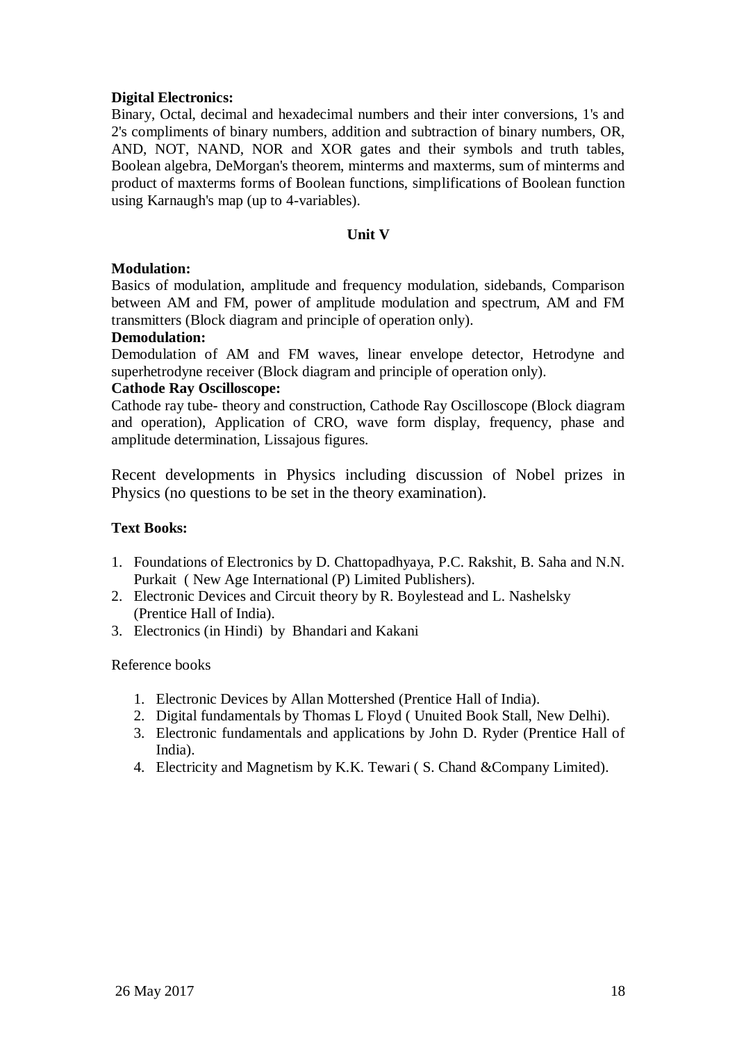**Digital Electronics:**
Binary, Octal, decimal and hexadecimal numbers and their inter conversions, 1's and 2's compliments of binary numbers, addition and subtraction of binary numbers, OR, AND, NOT, NAND, NOR and XOR gates and their symbols and truth tables, Boolean algebra, DeMorgan's theorem, minterms and maxterms, sum of minterms and product of maxterms forms of Boolean functions, simplifications of Boolean function using Karnaugh's map (up to 4-variables).

**Unit V**

**Modulation:**
Basics of modulation, amplitude and frequency modulation, sidebands, Comparison between AM and FM, power of amplitude modulation and spectrum, AM and FM transmitters (Block diagram and principle of operation only).

**Demodulation:**
Demodulation of AM and FM waves, linear envelope detector, Hetrodyne and superhetrodyne receiver (Block diagram and principle of operation only).

**Cathode Ray Oscilloscope:**
Cathode ray tube- theory and construction, Cathode Ray Oscilloscope (Block diagram and operation), Application of CRO, wave form display, frequency, phase and amplitude determination, Lissajous figures.

Recent developments in Physics including discussion of Nobel prizes in Physics (no questions to be set in the theory examination).

**Text Books:**

1. Foundations of Electronics by D. Chattopadhyaya, P.C. Rakshit, B. Saha and N.N. Purkait ( New Age International (P) Limited Publishers).
2. Electronic Devices and Circuit theory by R. Boylestead and L. Nashelsky (Prentice Hall of India).
3. Electronics (in Hindi) by Bhandari and Kakani

Reference books

1. Electronic Devices by Allan Mottershed (Prentice Hall of India).
2. Digital fundamentals by Thomas L Floyd ( Unuited Book Stall, New Delhi).
3. Electronic fundamentals and applications by John D. Ryder (Prentice Hall of India).
4. Electricity and Magnetism by K.K. Tewari ( S. Chand &Company Limited).

26 May 2017